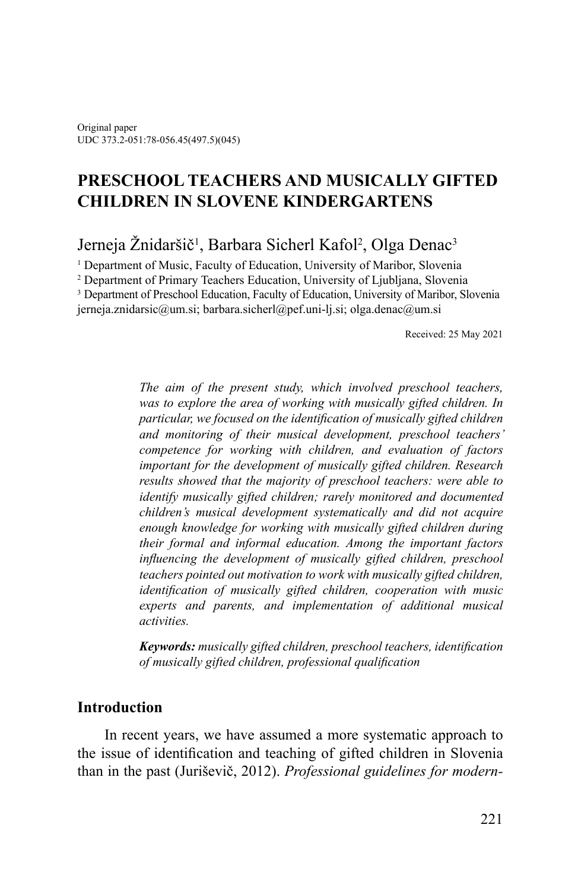Original paper
UDC 373.2-051:78-056.45(497.5)(045)

# PRESCHOOL TEACHERS AND MUSICALLY GIFTED CHILDREN IN SLOVENE KINDERGARTENS

Jerneja Žnidaršič[1], Barbara Sicherl Kafol[2], Olga Denac[3]

[1] Department of Music, Faculty of Education, University of Maribor, Slovenia
[2] Department of Primary Teachers Education, University of Ljubljana, Slovenia
[3] Department of Preschool Education, Faculty of Education, University of Maribor, Slovenia
jerneja.znidarsic@um.si; barbara.sicherl@pef.uni-lj.si; olga.denac@um.si

Received: 25 May 2021

*The aim of the present study, which involved preschool teachers, was to explore the area of working with musically gifted children. In particular, we focused on the identification of musically gifted children and monitoring of their musical development, preschool teachers' competence for working with children, and evaluation of factors important for the development of musically gifted children. Research results showed that the majority of preschool teachers: were able to identify musically gifted children; rarely monitored and documented children's musical development systematically and did not acquire enough knowledge for working with musically gifted children during their formal and informal education. Among the important factors influencing the development of musically gifted children, preschool teachers pointed out motivation to work with musically gifted children, identification of musically gifted children, cooperation with music experts and parents, and implementation of additional musical activities.*

***Keywords:*** *musically gifted children, preschool teachers, identification of musically gifted children, professional qualification*

## Introduction

In recent years, we have assumed a more systematic approach to the issue of identification and teaching of gifted children in Slovenia than in the past (Juriševič, 2012). *Professional guidelines for modern-*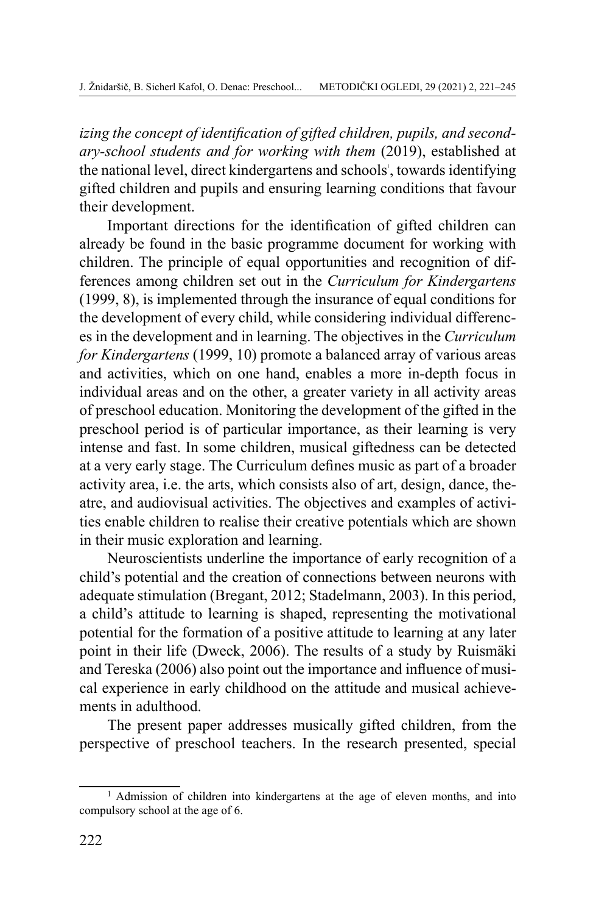*izing the concept of identification of gifted children, pupils, and secondary-school students and for working with them* (2019), established at the national level, direct kindergartens and schools[1], towards identifying gifted children and pupils and ensuring learning conditions that favour their development.

Important directions for the identification of gifted children can already be found in the basic programme document for working with children. The principle of equal opportunities and recognition of differences among children set out in the *Curriculum for Kindergartens* (1999, 8), is implemented through the insurance of equal conditions for the development of every child, while considering individual differences in the development and in learning. The objectives in the *Curriculum for Kindergartens* (1999, 10) promote a balanced array of various areas and activities, which on one hand, enables a more in-depth focus in individual areas and on the other, a greater variety in all activity areas of preschool education. Monitoring the development of the gifted in the preschool period is of particular importance, as their learning is very intense and fast. In some children, musical giftedness can be detected at a very early stage. The Curriculum defines music as part of a broader activity area, i.e. the arts, which consists also of art, design, dance, theatre, and audiovisual activities. The objectives and examples of activities enable children to realise their creative potentials which are shown in their music exploration and learning.

Neuroscientists underline the importance of early recognition of a child's potential and the creation of connections between neurons with adequate stimulation (Bregant, 2012; Stadelmann, 2003). In this period, a child's attitude to learning is shaped, representing the motivational potential for the formation of a positive attitude to learning at any later point in their life (Dweck, 2006). The results of a study by Ruismäki and Tereska (2006) also point out the importance and influence of musical experience in early childhood on the attitude and musical achievements in adulthood.

The present paper addresses musically gifted children, from the perspective of preschool teachers. In the research presented, special

[1] Admission of children into kindergartens at the age of eleven months, and into compulsory school at the age of 6.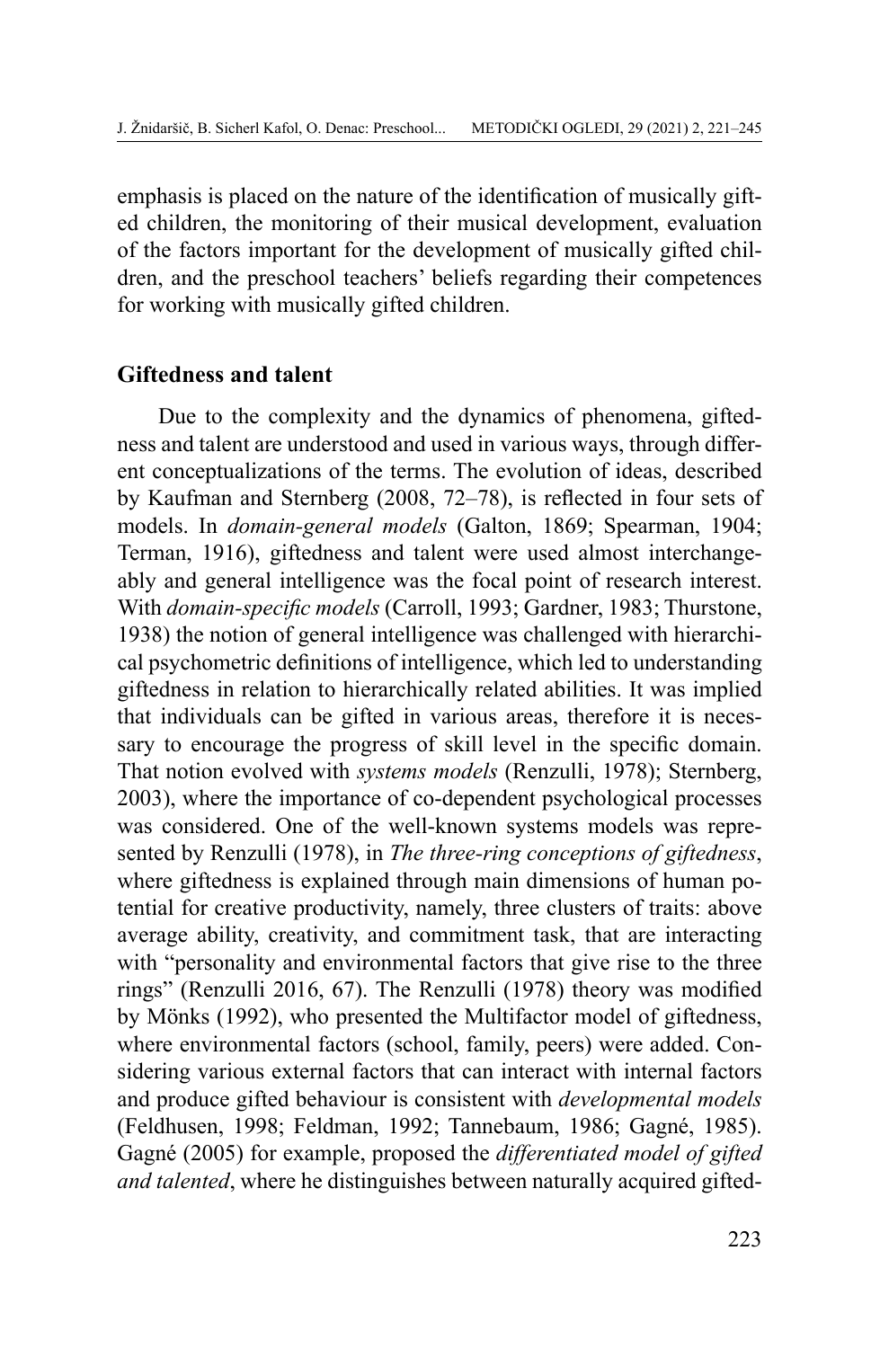emphasis is placed on the nature of the identification of musically gifted children, the monitoring of their musical development, evaluation of the factors important for the development of musically gifted children, and the preschool teachers' beliefs regarding their competences for working with musically gifted children.

## Giftedness and talent

Due to the complexity and the dynamics of phenomena, giftedness and talent are understood and used in various ways, through different conceptualizations of the terms. The evolution of ideas, described by Kaufman and Sternberg (2008, 72–78), is reflected in four sets of models. In *domain-general models* (Galton, 1869; Spearman, 1904; Terman, 1916), giftedness and talent were used almost interchangeably and general intelligence was the focal point of research interest. With *domain-specific models* (Carroll, 1993; Gardner, 1983; Thurstone, 1938) the notion of general intelligence was challenged with hierarchical psychometric definitions of intelligence, which led to understanding giftedness in relation to hierarchically related abilities. It was implied that individuals can be gifted in various areas, therefore it is necessary to encourage the progress of skill level in the specific domain. That notion evolved with *systems models* (Renzulli, 1978); Sternberg, 2003), where the importance of co-dependent psychological processes was considered. One of the well-known systems models was represented by Renzulli (1978), in *The three-ring conceptions of giftedness*, where giftedness is explained through main dimensions of human potential for creative productivity, namely, three clusters of traits: above average ability, creativity, and commitment task, that are interacting with "personality and environmental factors that give rise to the three rings" (Renzulli 2016, 67). The Renzulli (1978) theory was modified by Mönks (1992), who presented the Multifactor model of giftedness, where environmental factors (school, family, peers) were added. Considering various external factors that can interact with internal factors and produce gifted behaviour is consistent with *developmental models* (Feldhusen, 1998; Feldman, 1992; Tannebaum, 1986; Gagné, 1985). Gagné (2005) for example, proposed the *differentiated model of gifted and talented*, where he distinguishes between naturally acquired gifted-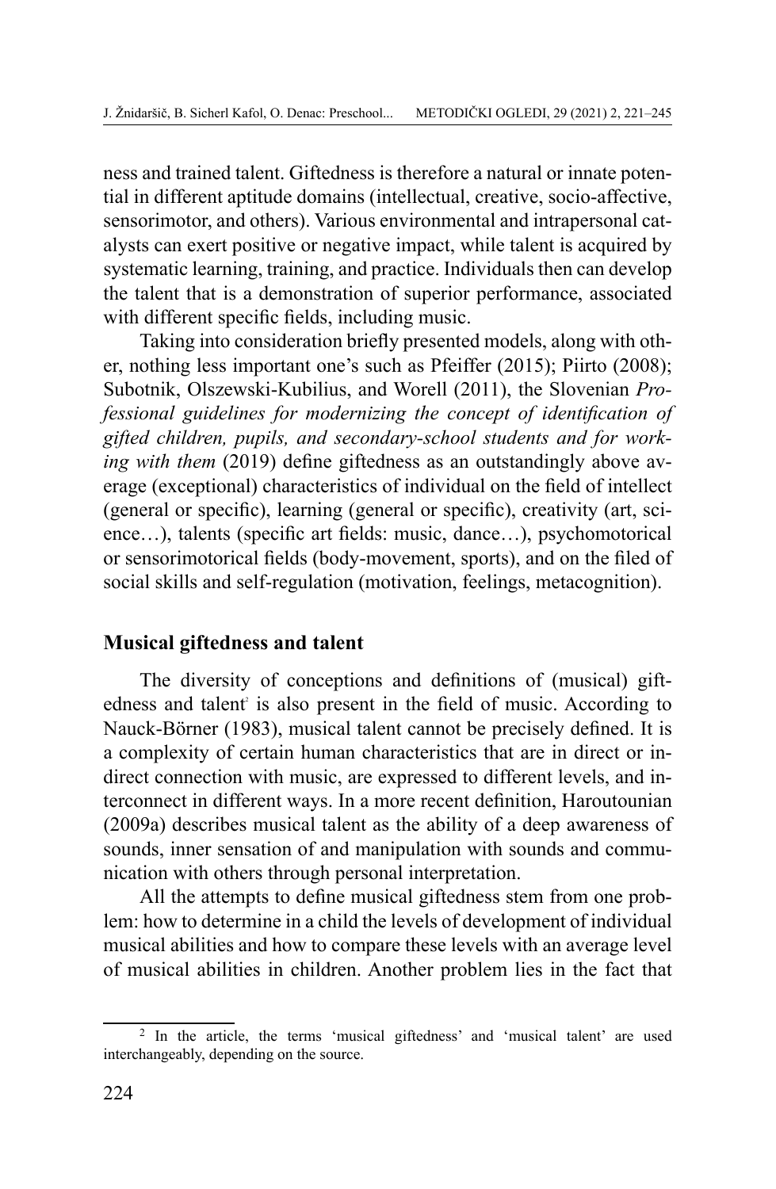ness and trained talent. Giftedness is therefore a natural or innate potential in different aptitude domains (intellectual, creative, socio-affective, sensorimotor, and others). Various environmental and intrapersonal catalysts can exert positive or negative impact, while talent is acquired by systematic learning, training, and practice. Individuals then can develop the talent that is a demonstration of superior performance, associated with different specific fields, including music.

Taking into consideration briefly presented models, along with other, nothing less important one's such as Pfeiffer (2015); Piirto (2008); Subotnik, Olszewski-Kubilius, and Worell (2011), the Slovenian *Professional guidelines for modernizing the concept of identification of gifted children, pupils, and secondary-school students and for working with them* (2019) define giftedness as an outstandingly above average (exceptional) characteristics of individual on the field of intellect (general or specific), learning (general or specific), creativity (art, science…), talents (specific art fields: music, dance…), psychomotorical or sensorimotorical fields (body-movement, sports), and on the filed of social skills and self-regulation (motivation, feelings, metacognition).

## Musical giftedness and talent

The diversity of conceptions and definitions of (musical) giftedness and talent[2] is also present in the field of music. According to Nauck-Börner (1983), musical talent cannot be precisely defined. It is a complexity of certain human characteristics that are in direct or indirect connection with music, are expressed to different levels, and interconnect in different ways. In a more recent definition, Haroutounian (2009a) describes musical talent as the ability of a deep awareness of sounds, inner sensation of and manipulation with sounds and communication with others through personal interpretation.

All the attempts to define musical giftedness stem from one problem: how to determine in a child the levels of development of individual musical abilities and how to compare these levels with an average level of musical abilities in children. Another problem lies in the fact that

[2] In the article, the terms 'musical giftedness' and 'musical talent' are used interchangeably, depending on the source.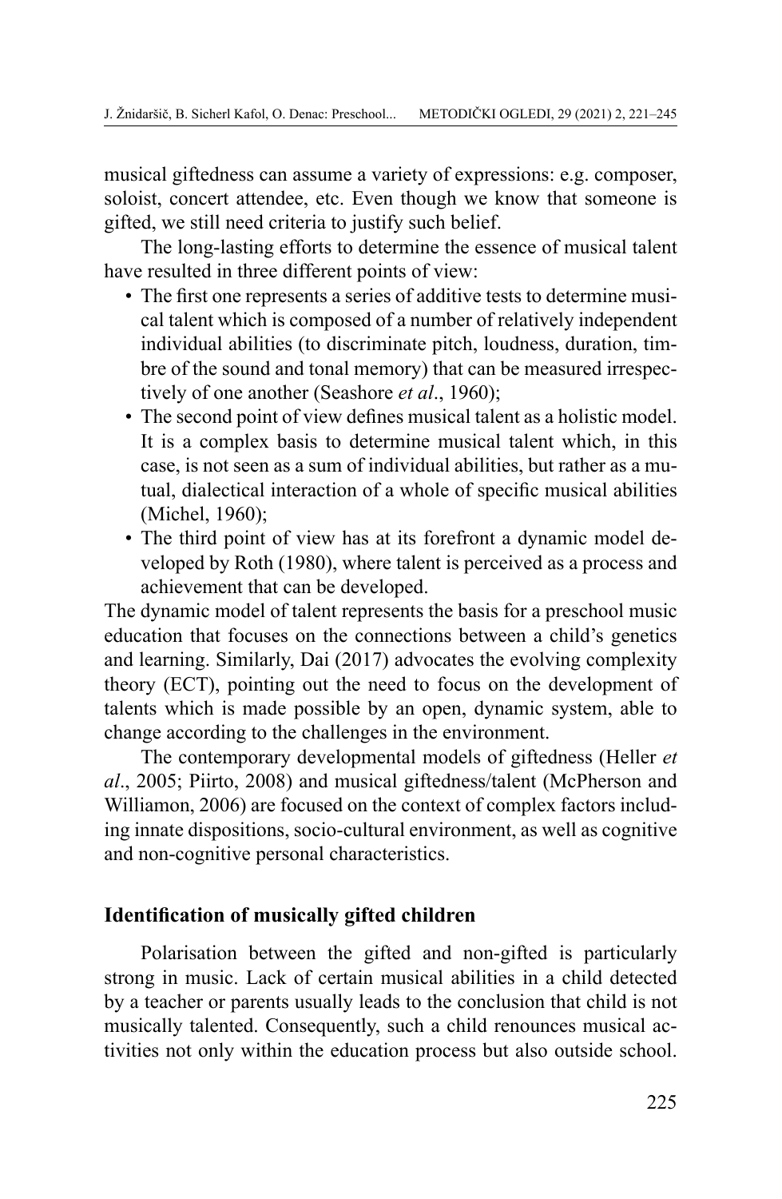musical giftedness can assume a variety of expressions: e.g. composer, soloist, concert attendee, etc. Even though we know that someone is gifted, we still need criteria to justify such belief.

The long-lasting efforts to determine the essence of musical talent have resulted in three different points of view:

- The first one represents a series of additive tests to determine musical talent which is composed of a number of relatively independent individual abilities (to discriminate pitch, loudness, duration, timbre of the sound and tonal memory) that can be measured irrespectively of one another (Seashore *et al*., 1960);
- The second point of view defines musical talent as a holistic model. It is a complex basis to determine musical talent which, in this case, is not seen as a sum of individual abilities, but rather as a mutual, dialectical interaction of a whole of specific musical abilities (Michel, 1960);
- The third point of view has at its forefront a dynamic model developed by Roth (1980), where talent is perceived as a process and achievement that can be developed.

The dynamic model of talent represents the basis for a preschool music education that focuses on the connections between a child's genetics and learning. Similarly, Dai (2017) advocates the evolving complexity theory (ECT), pointing out the need to focus on the development of talents which is made possible by an open, dynamic system, able to change according to the challenges in the environment.

The contemporary developmental models of giftedness (Heller *et al*., 2005; Piirto, 2008) and musical giftedness/talent (McPherson and Williamon, 2006) are focused on the context of complex factors including innate dispositions, socio-cultural environment, as well as cognitive and non-cognitive personal characteristics.

## Identification of musically gifted children

Polarisation between the gifted and non-gifted is particularly strong in music. Lack of certain musical abilities in a child detected by a teacher or parents usually leads to the conclusion that child is not musically talented. Consequently, such a child renounces musical activities not only within the education process but also outside school.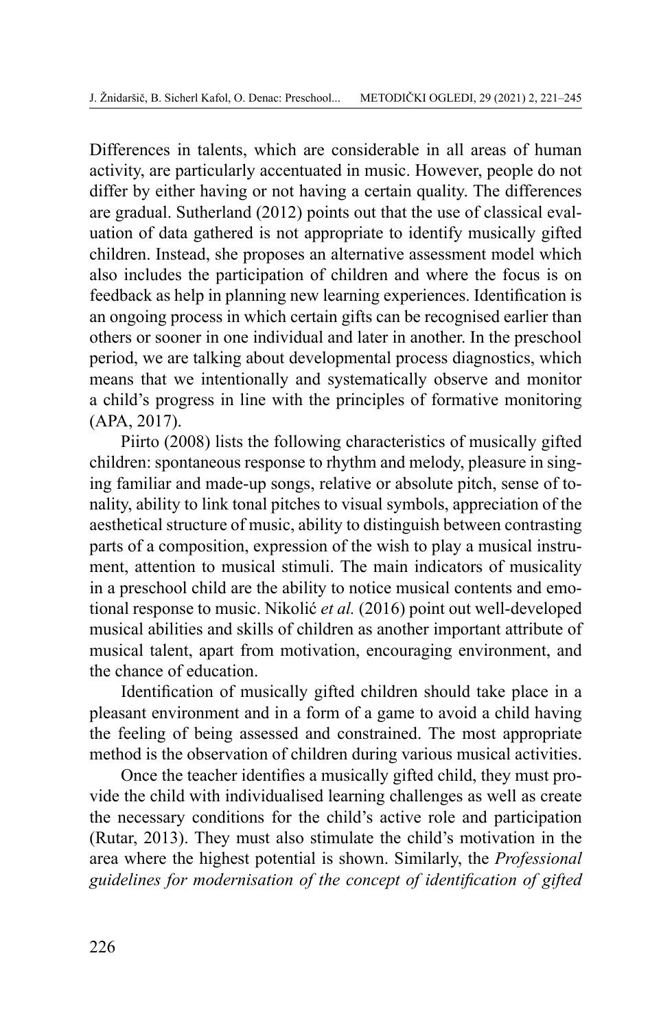Differences in talents, which are considerable in all areas of human activity, are particularly accentuated in music. However, people do not differ by either having or not having a certain quality. The differences are gradual. Sutherland (2012) points out that the use of classical evaluation of data gathered is not appropriate to identify musically gifted children. Instead, she proposes an alternative assessment model which also includes the participation of children and where the focus is on feedback as help in planning new learning experiences. Identification is an ongoing process in which certain gifts can be recognised earlier than others or sooner in one individual and later in another. In the preschool period, we are talking about developmental process diagnostics, which means that we intentionally and systematically observe and monitor a child's progress in line with the principles of formative monitoring (APA, 2017).

Piirto (2008) lists the following characteristics of musically gifted children: spontaneous response to rhythm and melody, pleasure in singing familiar and made-up songs, relative or absolute pitch, sense of tonality, ability to link tonal pitches to visual symbols, appreciation of the aesthetical structure of music, ability to distinguish between contrasting parts of a composition, expression of the wish to play a musical instrument, attention to musical stimuli. The main indicators of musicality in a preschool child are the ability to notice musical contents and emotional response to music. Nikolić *et al.* (2016) point out well-developed musical abilities and skills of children as another important attribute of musical talent, apart from motivation, encouraging environment, and the chance of education.

Identification of musically gifted children should take place in a pleasant environment and in a form of a game to avoid a child having the feeling of being assessed and constrained. The most appropriate method is the observation of children during various musical activities.

Once the teacher identifies a musically gifted child, they must provide the child with individualised learning challenges as well as create the necessary conditions for the child's active role and participation (Rutar, 2013). They must also stimulate the child's motivation in the area where the highest potential is shown. Similarly, the *Professional guidelines for modernisation of the concept of identification of gifted*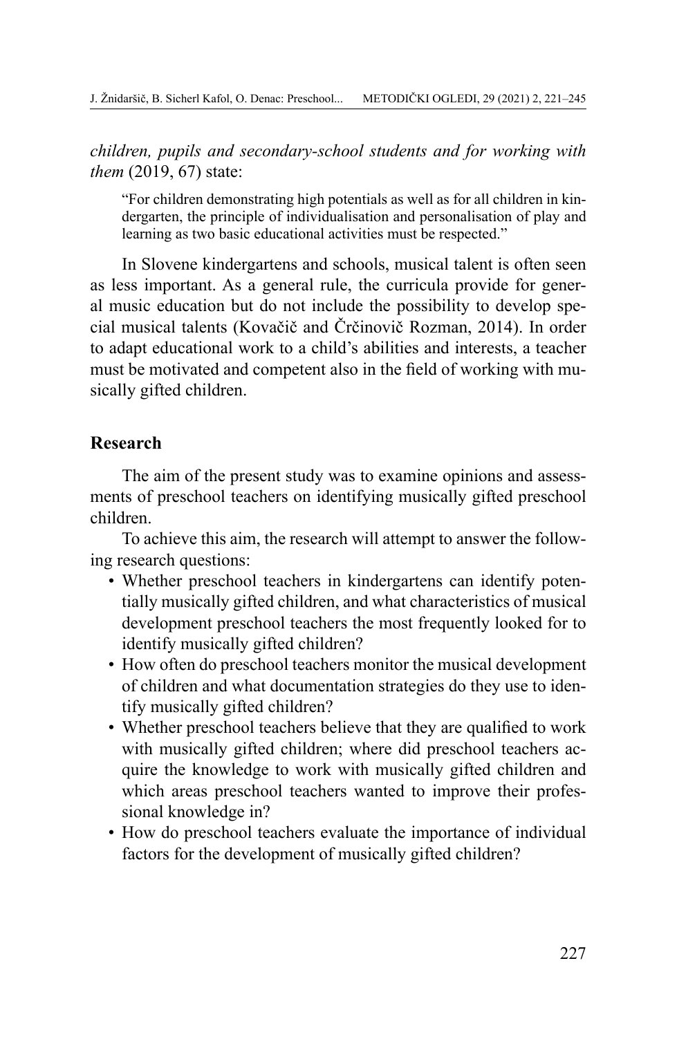*children, pupils and secondary-school students and for working with them* (2019, 67) state:

> "For children demonstrating high potentials as well as for all children in kindergarten, the principle of individualisation and personalisation of play and learning as two basic educational activities must be respected."

In Slovene kindergartens and schools, musical talent is often seen as less important. As a general rule, the curricula provide for general music education but do not include the possibility to develop special musical talents (Kovačič and Črčinovič Rozman, 2014). In order to adapt educational work to a child's abilities and interests, a teacher must be motivated and competent also in the field of working with musically gifted children.

## Research

The aim of the present study was to examine opinions and assessments of preschool teachers on identifying musically gifted preschool children.

To achieve this aim, the research will attempt to answer the following research questions:

- Whether preschool teachers in kindergartens can identify potentially musically gifted children, and what characteristics of musical development preschool teachers the most frequently looked for to identify musically gifted children?
- How often do preschool teachers monitor the musical development of children and what documentation strategies do they use to identify musically gifted children?
- Whether preschool teachers believe that they are qualified to work with musically gifted children; where did preschool teachers acquire the knowledge to work with musically gifted children and which areas preschool teachers wanted to improve their professional knowledge in?
- How do preschool teachers evaluate the importance of individual factors for the development of musically gifted children?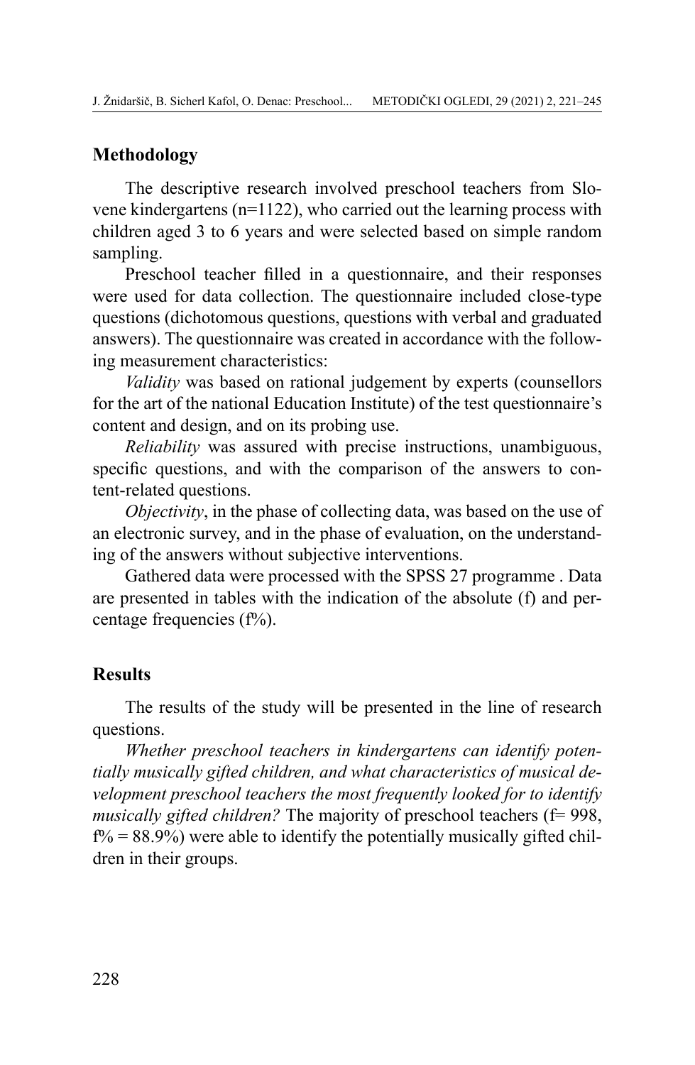## Methodology

The descriptive research involved preschool teachers from Slovene kindergartens (n=1122), who carried out the learning process with children aged 3 to 6 years and were selected based on simple random sampling.

Preschool teacher filled in a questionnaire, and their responses were used for data collection. The questionnaire included close-type questions (dichotomous questions, questions with verbal and graduated answers). The questionnaire was created in accordance with the following measurement characteristics:

*Validity* was based on rational judgement by experts (counsellors for the art of the national Education Institute) of the test questionnaire's content and design, and on its probing use.

*Reliability* was assured with precise instructions, unambiguous, specific questions, and with the comparison of the answers to content-related questions.

*Objectivity*, in the phase of collecting data, was based on the use of an electronic survey, and in the phase of evaluation, on the understanding of the answers without subjective interventions.

Gathered data were processed with the SPSS 27 programme . Data are presented in tables with the indication of the absolute (f) and percentage frequencies (f%).

## Results

The results of the study will be presented in the line of research questions.

*Whether preschool teachers in kindergartens can identify potentially musically gifted children, and what characteristics of musical development preschool teachers the most frequently looked for to identify musically gifted children?* The majority of preschool teachers (f= 998, f% = 88.9%) were able to identify the potentially musically gifted children in their groups.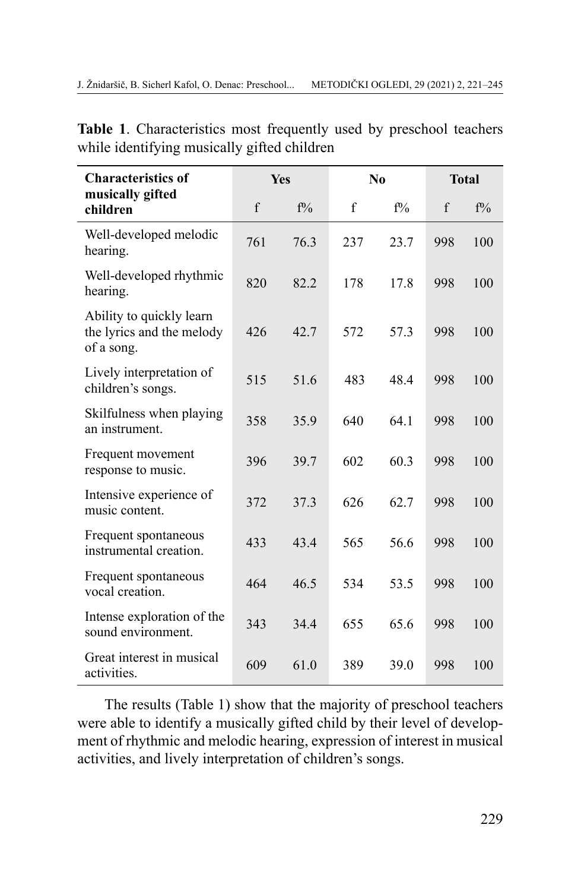**Table 1**. Characteristics most frequently used by preschool teachers while identifying musically gifted children

| Characteristics of musically gifted children | Yes | | No | | Total | |
|---|---|---|---|---|---|---|
| | f | f% | f | f% | f | f% |
| Well-developed melodic hearing. | 761 | 76.3 | 237 | 23.7 | 998 | 100 |
| Well-developed rhythmic hearing. | 820 | 82.2 | 178 | 17.8 | 998 | 100 |
| Ability to quickly learn the lyrics and the melody of a song. | 426 | 42.7 | 572 | 57.3 | 998 | 100 |
| Lively interpretation of children's songs. | 515 | 51.6 | 483 | 48.4 | 998 | 100 |
| Skilfulness when playing an instrument. | 358 | 35.9 | 640 | 64.1 | 998 | 100 |
| Frequent movement response to music. | 396 | 39.7 | 602 | 60.3 | 998 | 100 |
| Intensive experience of music content. | 372 | 37.3 | 626 | 62.7 | 998 | 100 |
| Frequent spontaneous instrumental creation. | 433 | 43.4 | 565 | 56.6 | 998 | 100 |
| Frequent spontaneous vocal creation. | 464 | 46.5 | 534 | 53.5 | 998 | 100 |
| Intense exploration of the sound environment. | 343 | 34.4 | 655 | 65.6 | 998 | 100 |
| Great interest in musical activities. | 609 | 61.0 | 389 | 39.0 | 998 | 100 |

The results (Table 1) show that the majority of preschool teachers were able to identify a musically gifted child by their level of development of rhythmic and melodic hearing, expression of interest in musical activities, and lively interpretation of children's songs.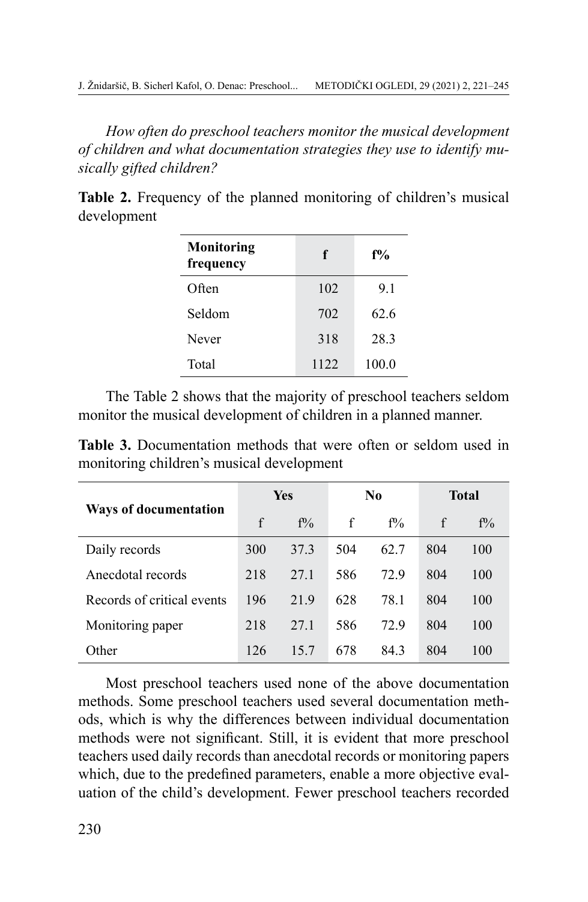*How often do preschool teachers monitor the musical development of children and what documentation strategies they use to identify musically gifted children?*

**Table 2.** Frequency of the planned monitoring of children's musical development

| Monitoring frequency | f | f% |
|---|---|---|
| Often | 102 | 9.1 |
| Seldom | 702 | 62.6 |
| Never | 318 | 28.3 |
| Total | 1122 | 100.0 |

The Table 2 shows that the majority of preschool teachers seldom monitor the musical development of children in a planned manner.

**Table 3.** Documentation methods that were often or seldom used in monitoring children's musical development

| Ways of documentation | Yes | | No | | Total | |
|---|---|---|---|---|---|---|
| | f | f% | f | f% | f | f% |
| Daily records | 300 | 37.3 | 504 | 62.7 | 804 | 100 |
| Anecdotal records | 218 | 27.1 | 586 | 72.9 | 804 | 100 |
| Records of critical events | 196 | 21.9 | 628 | 78.1 | 804 | 100 |
| Monitoring paper | 218 | 27.1 | 586 | 72.9 | 804 | 100 |
| Other | 126 | 15.7 | 678 | 84.3 | 804 | 100 |

Most preschool teachers used none of the above documentation methods. Some preschool teachers used several documentation methods, which is why the differences between individual documentation methods were not significant. Still, it is evident that more preschool teachers used daily records than anecdotal records or monitoring papers which, due to the predefined parameters, enable a more objective evaluation of the child's development. Fewer preschool teachers recorded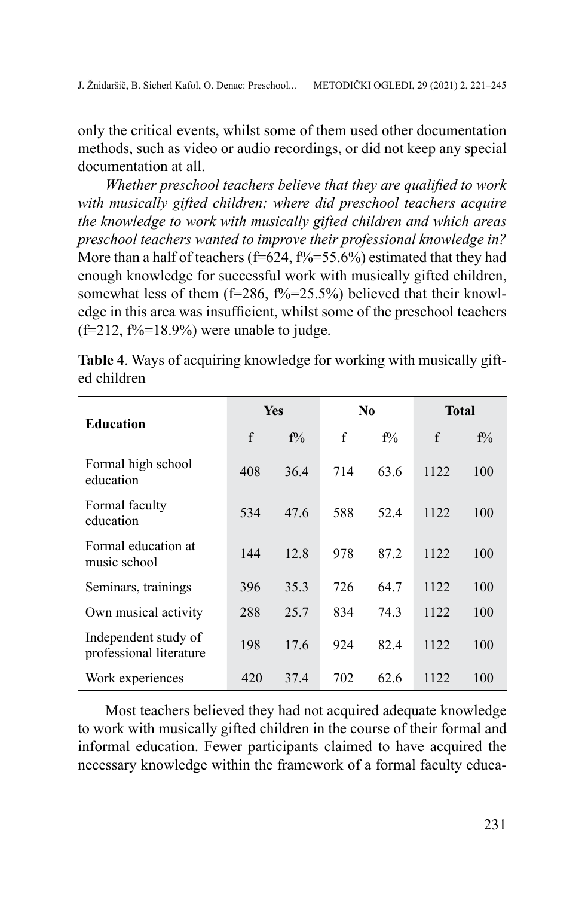only the critical events, whilst some of them used other documentation methods, such as video or audio recordings, or did not keep any special documentation at all.

*Whether preschool teachers believe that they are qualified to work with musically gifted children; where did preschool teachers acquire the knowledge to work with musically gifted children and which areas preschool teachers wanted to improve their professional knowledge in?* More than a half of teachers (f=624, f%=55.6%) estimated that they had enough knowledge for successful work with musically gifted children, somewhat less of them (f=286, f%=25.5%) believed that their knowledge in this area was insufficient, whilst some of the preschool teachers (f=212, f%=18.9%) were unable to judge.

**Table 4**. Ways of acquiring knowledge for working with musically gifted children

| Education | Yes | | No | | Total | |
|---|---|---|---|---|---|---|
| | f | f% | f | f% | f | f% |
| Formal high school education | 408 | 36.4 | 714 | 63.6 | 1122 | 100 |
| Formal faculty education | 534 | 47.6 | 588 | 52.4 | 1122 | 100 |
| Formal education at music school | 144 | 12.8 | 978 | 87.2 | 1122 | 100 |
| Seminars, trainings | 396 | 35.3 | 726 | 64.7 | 1122 | 100 |
| Own musical activity | 288 | 25.7 | 834 | 74.3 | 1122 | 100 |
| Independent study of professional literature | 198 | 17.6 | 924 | 82.4 | 1122 | 100 |
| Work experiences | 420 | 37.4 | 702 | 62.6 | 1122 | 100 |

Most teachers believed they had not acquired adequate knowledge to work with musically gifted children in the course of their formal and informal education. Fewer participants claimed to have acquired the necessary knowledge within the framework of a formal faculty educa-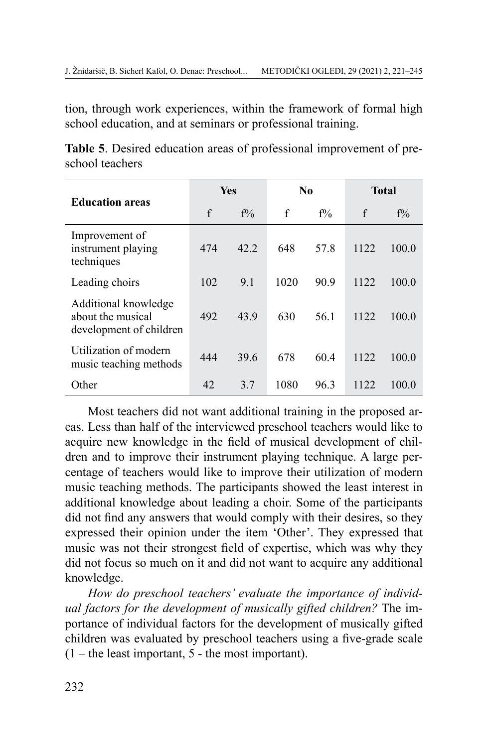tion, through work experiences, within the framework of formal high school education, and at seminars or professional training.

**Table 5**. Desired education areas of professional improvement of preschool teachers

| Education areas | Yes | | No | | Total | |
|---|---|---|---|---|---|---|
| | f | f% | f | f% | f | f% |
| Improvement of instrument playing techniques | 474 | 42.2 | 648 | 57.8 | 1122 | 100.0 |
| Leading choirs | 102 | 9.1 | 1020 | 90.9 | 1122 | 100.0 |
| Additional knowledge about the musical development of children | 492 | 43.9 | 630 | 56.1 | 1122 | 100.0 |
| Utilization of modern music teaching methods | 444 | 39.6 | 678 | 60.4 | 1122 | 100.0 |
| Other | 42 | 3.7 | 1080 | 96.3 | 1122 | 100.0 |

Most teachers did not want additional training in the proposed areas. Less than half of the interviewed preschool teachers would like to acquire new knowledge in the field of musical development of children and to improve their instrument playing technique. A large percentage of teachers would like to improve their utilization of modern music teaching methods. The participants showed the least interest in additional knowledge about leading a choir. Some of the participants did not find any answers that would comply with their desires, so they expressed their opinion under the item 'Other'. They expressed that music was not their strongest field of expertise, which was why they did not focus so much on it and did not want to acquire any additional knowledge.

*How do preschool teachers' evaluate the importance of individual factors for the development of musically gifted children?* The importance of individual factors for the development of musically gifted children was evaluated by preschool teachers using a five-grade scale (1 – the least important, 5 - the most important).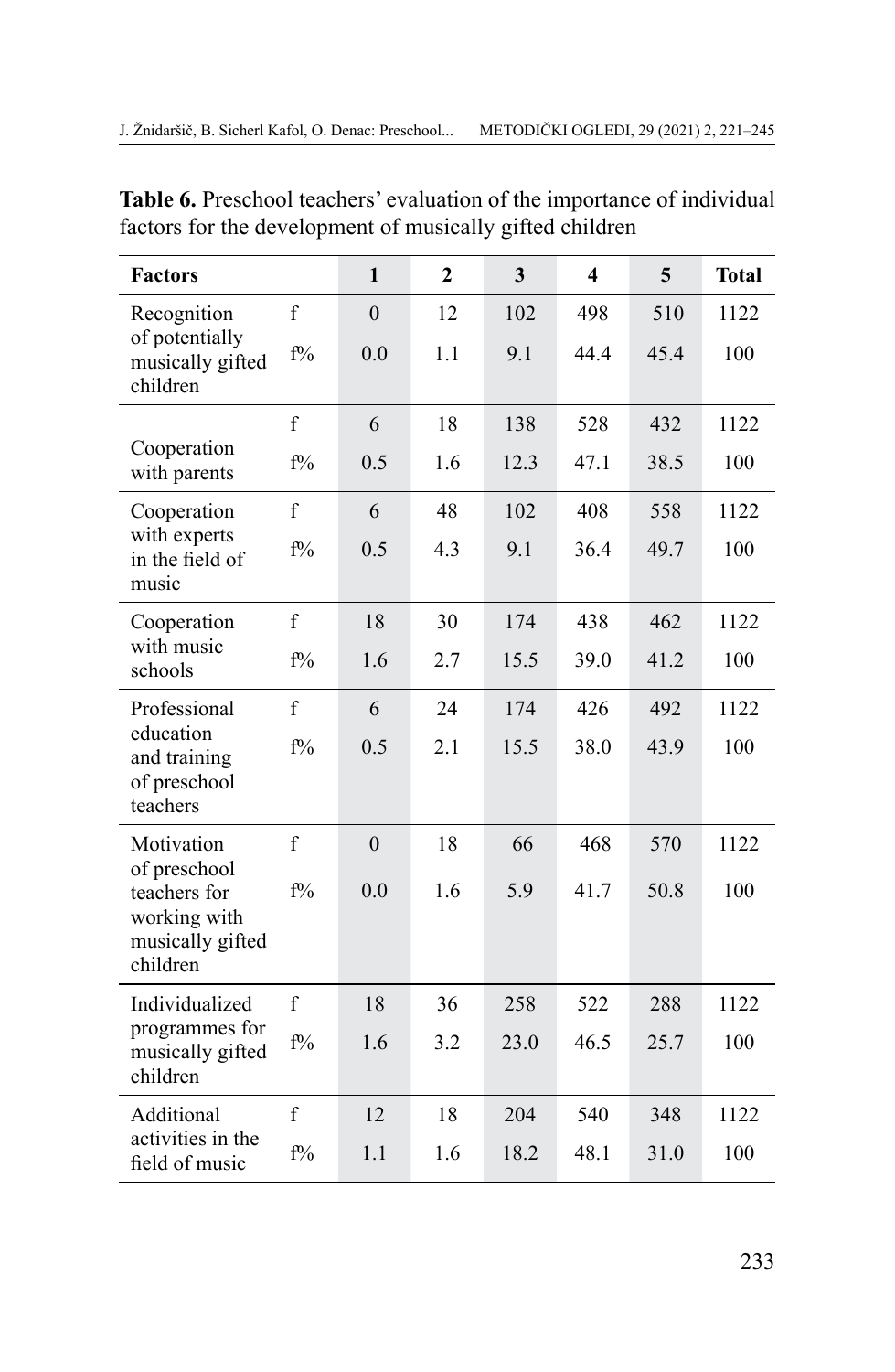**Table 6.** Preschool teachers' evaluation of the importance of individual factors for the development of musically gifted children

| Factors | | 1 | 2 | 3 | 4 | 5 | Total |
|---|---|---|---|---|---|---|---|
| Recognition of potentially musically gifted children | f | 0 | 12 | 102 | 498 | 510 | 1122 |
| | f% | 0.0 | 1.1 | 9.1 | 44.4 | 45.4 | 100 |
| Cooperation with parents | f | 6 | 18 | 138 | 528 | 432 | 1122 |
| | f% | 0.5 | 1.6 | 12.3 | 47.1 | 38.5 | 100 |
| Cooperation with experts in the field of music | f | 6 | 48 | 102 | 408 | 558 | 1122 |
| | f% | 0.5 | 4.3 | 9.1 | 36.4 | 49.7 | 100 |
| Cooperation with music schools | f | 18 | 30 | 174 | 438 | 462 | 1122 |
| | f% | 1.6 | 2.7 | 15.5 | 39.0 | 41.2 | 100 |
| Professional education and training of preschool teachers | f | 6 | 24 | 174 | 426 | 492 | 1122 |
| | f% | 0.5 | 2.1 | 15.5 | 38.0 | 43.9 | 100 |
| Motivation of preschool teachers for working with musically gifted children | f | 0 | 18 | 66 | 468 | 570 | 1122 |
| | f% | 0.0 | 1.6 | 5.9 | 41.7 | 50.8 | 100 |
| Individualized programmes for musically gifted children | f | 18 | 36 | 258 | 522 | 288 | 1122 |
| | f% | 1.6 | 3.2 | 23.0 | 46.5 | 25.7 | 100 |
| Additional activities in the field of music | f | 12 | 18 | 204 | 540 | 348 | 1122 |
| | f% | 1.1 | 1.6 | 18.2 | 48.1 | 31.0 | 100 |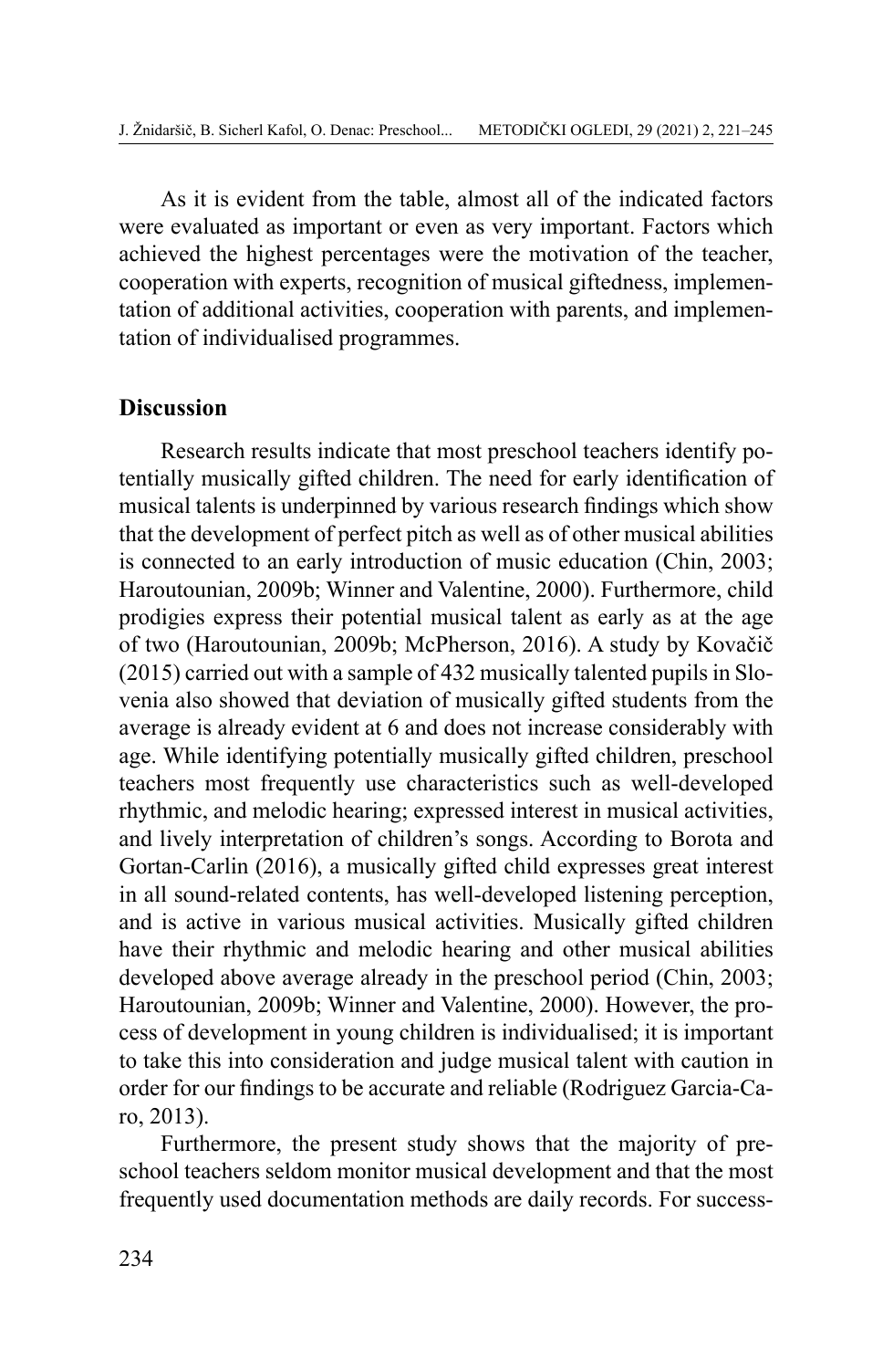As it is evident from the table, almost all of the indicated factors were evaluated as important or even as very important. Factors which achieved the highest percentages were the motivation of the teacher, cooperation with experts, recognition of musical giftedness, implementation of additional activities, cooperation with parents, and implementation of individualised programmes.

## Discussion

Research results indicate that most preschool teachers identify potentially musically gifted children. The need for early identification of musical talents is underpinned by various research findings which show that the development of perfect pitch as well as of other musical abilities is connected to an early introduction of music education (Chin, 2003; Haroutounian, 2009b; Winner and Valentine, 2000). Furthermore, child prodigies express their potential musical talent as early as at the age of two (Haroutounian, 2009b; McPherson, 2016). A study by Kovačič (2015) carried out with a sample of 432 musically talented pupils in Slovenia also showed that deviation of musically gifted students from the average is already evident at 6 and does not increase considerably with age. While identifying potentially musically gifted children, preschool teachers most frequently use characteristics such as well-developed rhythmic, and melodic hearing; expressed interest in musical activities, and lively interpretation of children's songs. According to Borota and Gortan-Carlin (2016), a musically gifted child expresses great interest in all sound-related contents, has well-developed listening perception, and is active in various musical activities. Musically gifted children have their rhythmic and melodic hearing and other musical abilities developed above average already in the preschool period (Chin, 2003; Haroutounian, 2009b; Winner and Valentine, 2000). However, the process of development in young children is individualised; it is important to take this into consideration and judge musical talent with caution in order for our findings to be accurate and reliable (Rodriguez Garcia-Caro, 2013).

Furthermore, the present study shows that the majority of preschool teachers seldom monitor musical development and that the most frequently used documentation methods are daily records. For success-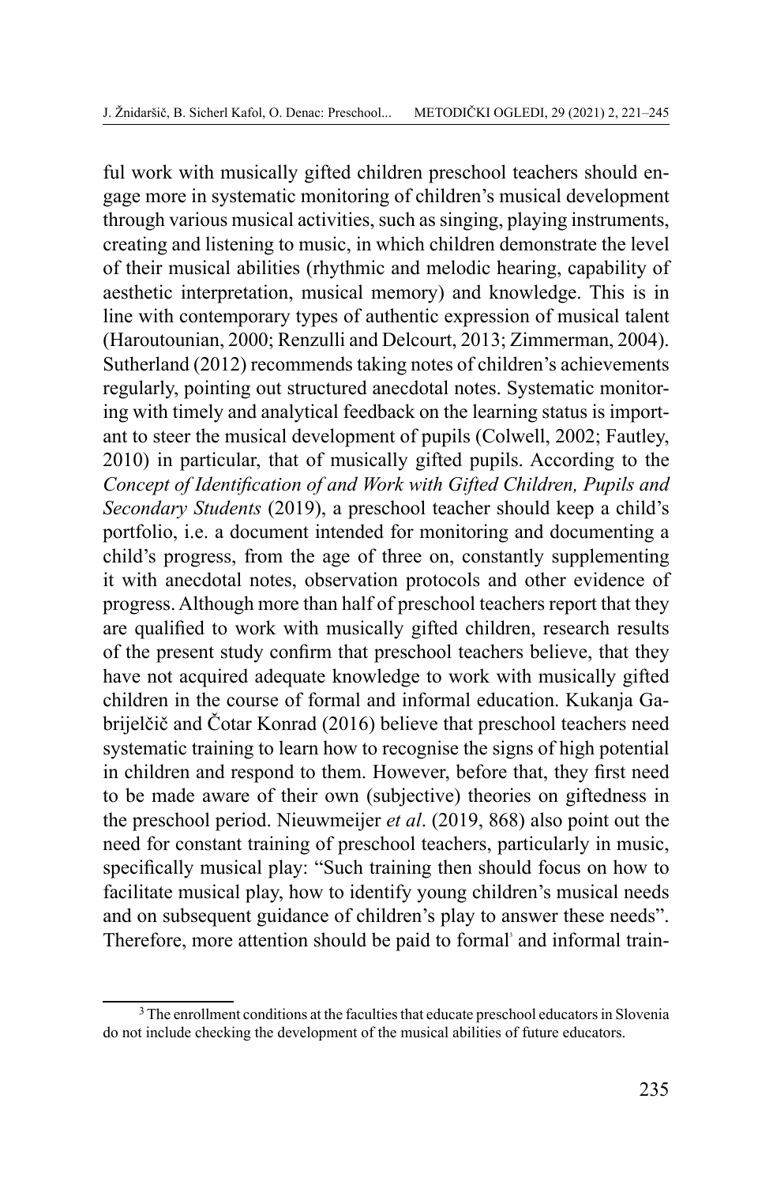ful work with musically gifted children preschool teachers should engage more in systematic monitoring of children's musical development through various musical activities, such as singing, playing instruments, creating and listening to music, in which children demonstrate the level of their musical abilities (rhythmic and melodic hearing, capability of aesthetic interpretation, musical memory) and knowledge. This is in line with contemporary types of authentic expression of musical talent (Haroutounian, 2000; Renzulli and Delcourt, 2013; Zimmerman, 2004). Sutherland (2012) recommends taking notes of children's achievements regularly, pointing out structured anecdotal notes. Systematic monitoring with timely and analytical feedback on the learning status is important to steer the musical development of pupils (Colwell, 2002; Fautley, 2010) in particular, that of musically gifted pupils. According to the *Concept of Identification of and Work with Gifted Children, Pupils and Secondary Students* (2019), a preschool teacher should keep a child's portfolio, i.e. a document intended for monitoring and documenting a child's progress, from the age of three on, constantly supplementing it with anecdotal notes, observation protocols and other evidence of progress. Although more than half of preschool teachers report that they are qualified to work with musically gifted children, research results of the present study confirm that preschool teachers believe, that they have not acquired adequate knowledge to work with musically gifted children in the course of formal and informal education. Kukanja Gabrijelčič and Čotar Konrad (2016) believe that preschool teachers need systematic training to learn how to recognise the signs of high potential in children and respond to them. However, before that, they first need to be made aware of their own (subjective) theories on giftedness in the preschool period. Nieuwmeijer *et al*. (2019, 868) also point out the need for constant training of preschool teachers, particularly in music, specifically musical play: "Such training then should focus on how to facilitate musical play, how to identify young children's musical needs and on subsequent guidance of children's play to answer these needs". Therefore, more attention should be paid to formal[3] and informal train-

[3] The enrollment conditions at the faculties that educate preschool educators in Slovenia do not include checking the development of the musical abilities of future educators.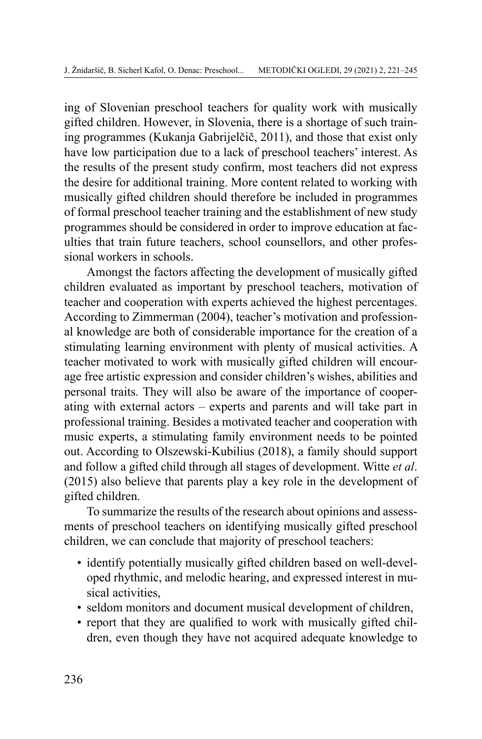ing of Slovenian preschool teachers for quality work with musically gifted children. However, in Slovenia, there is a shortage of such training programmes (Kukanja Gabrijelčič, 2011), and those that exist only have low participation due to a lack of preschool teachers' interest. As the results of the present study confirm, most teachers did not express the desire for additional training. More content related to working with musically gifted children should therefore be included in programmes of formal preschool teacher training and the establishment of new study programmes should be considered in order to improve education at faculties that train future teachers, school counsellors, and other professional workers in schools.

Amongst the factors affecting the development of musically gifted children evaluated as important by preschool teachers, motivation of teacher and cooperation with experts achieved the highest percentages. According to Zimmerman (2004), teacher's motivation and professional knowledge are both of considerable importance for the creation of a stimulating learning environment with plenty of musical activities. A teacher motivated to work with musically gifted children will encourage free artistic expression and consider children's wishes, abilities and personal traits. They will also be aware of the importance of cooperating with external actors – experts and parents and will take part in professional training. Besides a motivated teacher and cooperation with music experts, a stimulating family environment needs to be pointed out. According to Olszewski-Kubilius (2018), a family should support and follow a gifted child through all stages of development. Witte *et al*. (2015) also believe that parents play a key role in the development of gifted children.

To summarize the results of the research about opinions and assessments of preschool teachers on identifying musically gifted preschool children, we can conclude that majority of preschool teachers:

- identify potentially musically gifted children based on well-developed rhythmic, and melodic hearing, and expressed interest in musical activities,
- seldom monitors and document musical development of children,
- report that they are qualified to work with musically gifted children, even though they have not acquired adequate knowledge to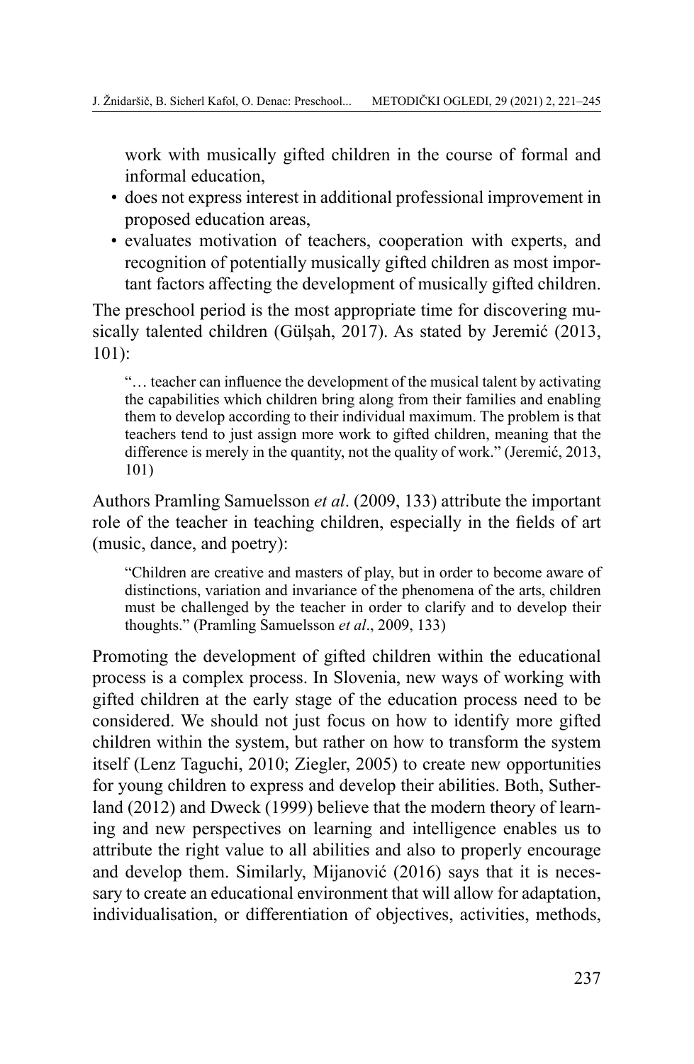work with musically gifted children in the course of formal and informal education,

- does not express interest in additional professional improvement in proposed education areas,
- evaluates motivation of teachers, cooperation with experts, and recognition of potentially musically gifted children as most important factors affecting the development of musically gifted children.

The preschool period is the most appropriate time for discovering musically talented children (Gülşah, 2017). As stated by Jeremić (2013, 101):

> "… teacher can influence the development of the musical talent by activating the capabilities which children bring along from their families and enabling them to develop according to their individual maximum. The problem is that teachers tend to just assign more work to gifted children, meaning that the difference is merely in the quantity, not the quality of work." (Jeremić, 2013, 101)

Authors Pramling Samuelsson *et al*. (2009, 133) attribute the important role of the teacher in teaching children, especially in the fields of art (music, dance, and poetry):

> "Children are creative and masters of play, but in order to become aware of distinctions, variation and invariance of the phenomena of the arts, children must be challenged by the teacher in order to clarify and to develop their thoughts." (Pramling Samuelsson *et al*., 2009, 133)

Promoting the development of gifted children within the educational process is a complex process. In Slovenia, new ways of working with gifted children at the early stage of the education process need to be considered. We should not just focus on how to identify more gifted children within the system, but rather on how to transform the system itself (Lenz Taguchi, 2010; Ziegler, 2005) to create new opportunities for young children to express and develop their abilities. Both, Sutherland (2012) and Dweck (1999) believe that the modern theory of learning and new perspectives on learning and intelligence enables us to attribute the right value to all abilities and also to properly encourage and develop them. Similarly, Mijanović (2016) says that it is necessary to create an educational environment that will allow for adaptation, individualisation, or differentiation of objectives, activities, methods,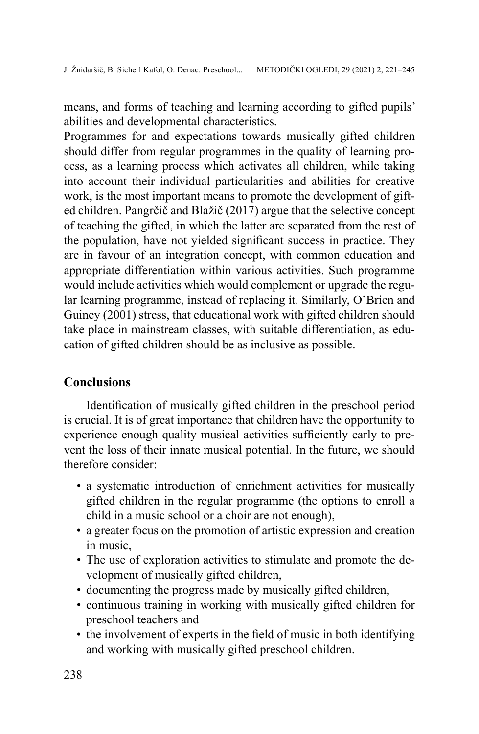means, and forms of teaching and learning according to gifted pupils' abilities and developmental characteristics.

Programmes for and expectations towards musically gifted children should differ from regular programmes in the quality of learning process, as a learning process which activates all children, while taking into account their individual particularities and abilities for creative work, is the most important means to promote the development of gifted children. Pangrčič and Blažič (2017) argue that the selective concept of teaching the gifted, in which the latter are separated from the rest of the population, have not yielded significant success in practice. They are in favour of an integration concept, with common education and appropriate differentiation within various activities. Such programme would include activities which would complement or upgrade the regular learning programme, instead of replacing it. Similarly, O'Brien and Guiney (2001) stress, that educational work with gifted children should take place in mainstream classes, with suitable differentiation, as education of gifted children should be as inclusive as possible.

## Conclusions

Identification of musically gifted children in the preschool period is crucial. It is of great importance that children have the opportunity to experience enough quality musical activities sufficiently early to prevent the loss of their innate musical potential. In the future, we should therefore consider:

- a systematic introduction of enrichment activities for musically gifted children in the regular programme (the options to enroll a child in a music school or a choir are not enough),
- a greater focus on the promotion of artistic expression and creation in music,
- The use of exploration activities to stimulate and promote the development of musically gifted children,
- documenting the progress made by musically gifted children,
- continuous training in working with musically gifted children for preschool teachers and
- the involvement of experts in the field of music in both identifying and working with musically gifted preschool children.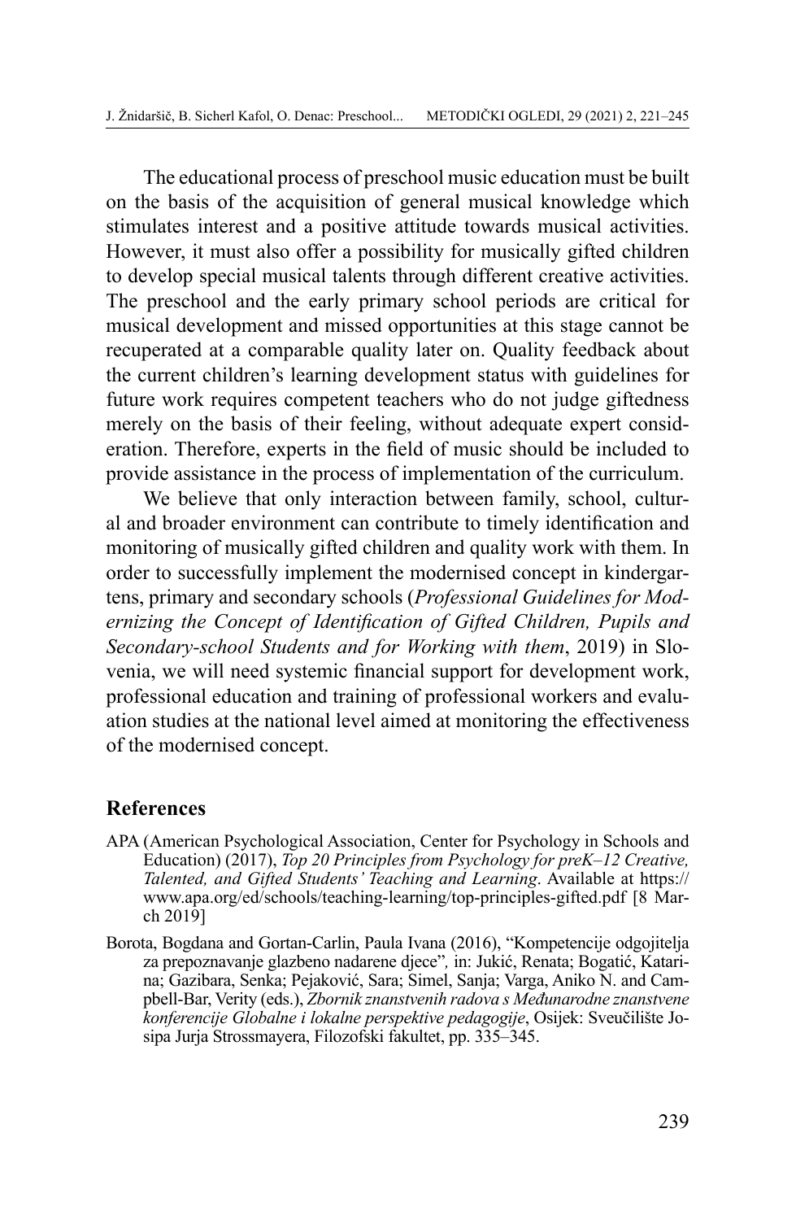The educational process of preschool music education must be built on the basis of the acquisition of general musical knowledge which stimulates interest and a positive attitude towards musical activities. However, it must also offer a possibility for musically gifted children to develop special musical talents through different creative activities. The preschool and the early primary school periods are critical for musical development and missed opportunities at this stage cannot be recuperated at a comparable quality later on. Quality feedback about the current children's learning development status with guidelines for future work requires competent teachers who do not judge giftedness merely on the basis of their feeling, without adequate expert consideration. Therefore, experts in the field of music should be included to provide assistance in the process of implementation of the curriculum.

We believe that only interaction between family, school, cultural and broader environment can contribute to timely identification and monitoring of musically gifted children and quality work with them. In order to successfully implement the modernised concept in kindergartens, primary and secondary schools (*Professional Guidelines for Modernizing the Concept of Identification of Gifted Children, Pupils and Secondary-school Students and for Working with them*, 2019) in Slovenia, we will need systemic financial support for development work, professional education and training of professional workers and evaluation studies at the national level aimed at monitoring the effectiveness of the modernised concept.

## References

APA (American Psychological Association, Center for Psychology in Schools and Education) (2017), *Top 20 Principles from Psychology for preK–12 Creative, Talented, and Gifted Students' Teaching and Learning*. Available at https://www.apa.org/ed/schools/teaching-learning/top-principles-gifted.pdf [8 March 2019]

Borota, Bogdana and Gortan-Carlin, Paula Ivana (2016), "Kompetencije odgojitelja za prepoznavanje glazbeno nadarene djece"*,* in: Jukić, Renata; Bogatić, Katarina; Gazibara, Senka; Pejaković, Sara; Simel, Sanja; Varga, Aniko N. and Campbell-Bar, Verity (eds.), *Zbornik znanstvenih radova s Međunarodne znanstvene konferencije Globalne i lokalne perspektive pedagogije*, Osijek: Sveučilište Josipa Jurja Strossmayera, Filozofski fakultet, pp. 335–345.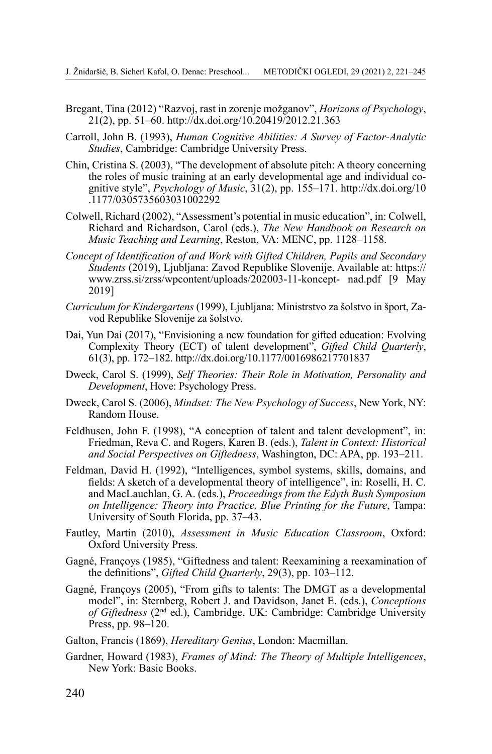Bregant, Tina (2012) "Razvoj, rast in zorenje možganov", *Horizons of Psychology*, 21(2), pp. 51–60. http://dx.doi.org/10.20419/2012.21.363

Carroll, John B. (1993), *Human Cognitive Abilities: A Survey of Factor-Analytic Studies*, Cambridge: Cambridge University Press.

Chin, Cristina S. (2003), "The development of absolute pitch: A theory concerning the roles of music training at an early developmental age and individual cognitive style", *Psychology of Music*, 31(2), pp. 155–171. http://dx.doi.org/10.1177/0305735603031002292

Colwell, Richard (2002), "Assessment's potential in music education", in: Colwell, Richard and Richardson, Carol (eds.), *The New Handbook on Research on Music Teaching and Learning*, Reston, VA: MENC, pp. 1128–1158.

*Concept of Identification of and Work with Gifted Children, Pupils and Secondary Students* (2019), Ljubljana: Zavod Republike Slovenije. Available at: https://www.zrss.si/zrss/wpcontent/uploads/202003-11-koncept- nad.pdf [9 May 2019]

*Curriculum for Kindergartens* (1999), Ljubljana: Ministrstvo za šolstvo in šport, Zavod Republike Slovenije za šolstvo.

Dai, Yun Dai (2017), "Envisioning a new foundation for gifted education: Evolving Complexity Theory (ECT) of talent development", *Gifted Child Quarterly*, 61(3), pp. 172–182. http://dx.doi.org/10.1177/0016986217701837

Dweck, Carol S. (1999), *Self Theories: Their Role in Motivation, Personality and Development*, Hove: Psychology Press.

Dweck, Carol S. (2006), *Mindset: The New Psychology of Success*, New York, NY: Random House.

Feldhusen, John F. (1998), "A conception of talent and talent development", in: Friedman, Reva C. and Rogers, Karen B. (eds.), *Talent in Context: Historical and Social Perspectives on Giftedness*, Washington, DC: APA, pp. 193–211.

Feldman, David H. (1992), "Intelligences, symbol systems, skills, domains, and fields: A sketch of a developmental theory of intelligence", in: Roselli, H. C. and MacLauchlan, G. A. (eds.), *Proceedings from the Edyth Bush Symposium on Intelligence: Theory into Practice, Blue Printing for the Future*, Tampa: University of South Florida, pp. 37–43.

Fautley, Martin (2010), *Assessment in Music Education Classroom*, Oxford: Oxford University Press.

Gagné, Françoys (1985), "Giftedness and talent: Reexamining a reexamination of the definitions", *Gifted Child Quarterly*, 29(3), pp. 103–112.

Gagné, Françoys (2005), "From gifts to talents: The DMGT as a developmental model", in: Sternberg, Robert J. and Davidson, Janet E. (eds.), *Conceptions of Giftedness* (2nd ed.), Cambridge, UK: Cambridge: Cambridge University Press, pp. 98–120.

Galton, Francis (1869), *Hereditary Genius*, London: Macmillan.

Gardner, Howard (1983), *Frames of Mind: The Theory of Multiple Intelligences*, New York: Basic Books.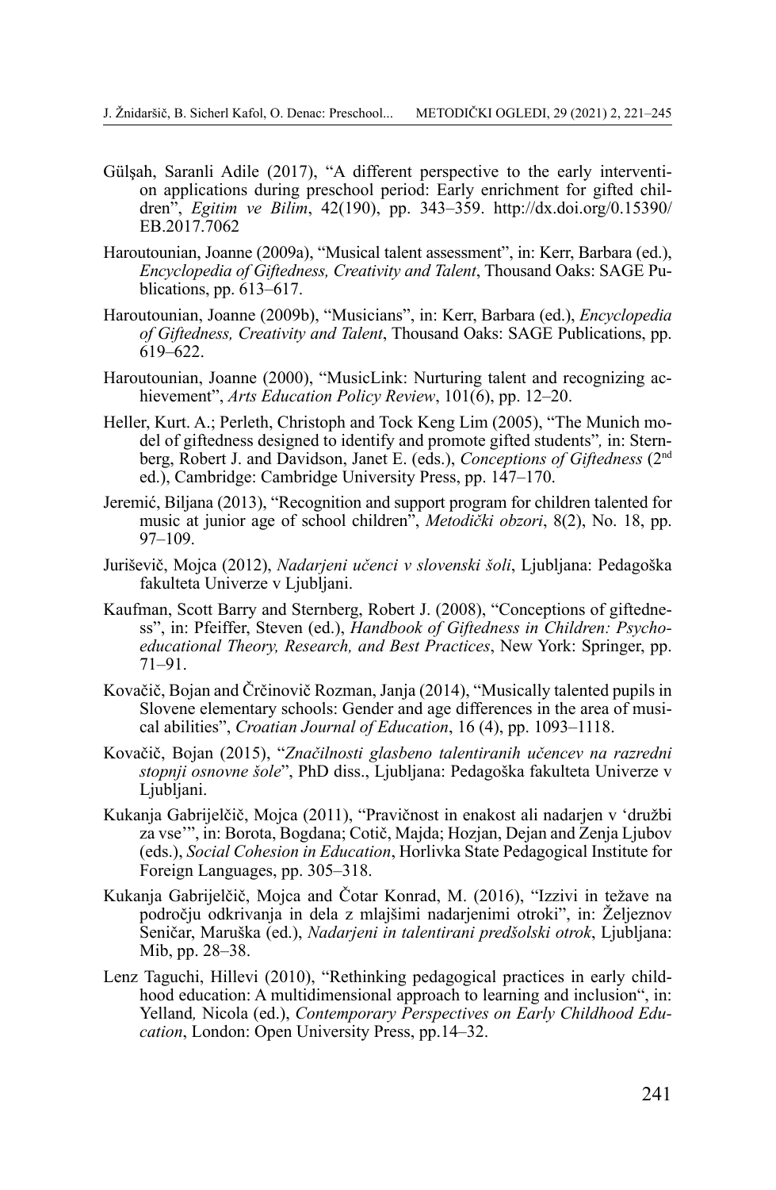Gülşah, Saranli Adile (2017), "A different perspective to the early intervention applications during preschool period: Early enrichment for gifted children", *Egitim ve Bilim*, 42(190), pp. 343–359. http://dx.doi.org/0.15390/EB.2017.7062

Haroutounian, Joanne (2009a), "Musical talent assessment", in: Kerr, Barbara (ed.), *Encyclopedia of Giftedness, Creativity and Talent*, Thousand Oaks: SAGE Publications, pp. 613–617.

Haroutounian, Joanne (2009b), "Musicians", in: Kerr, Barbara (ed.), *Encyclopedia of Giftedness, Creativity and Talent*, Thousand Oaks: SAGE Publications, pp. 619–622.

Haroutounian, Joanne (2000), "MusicLink: Nurturing talent and recognizing achievement", *Arts Education Policy Review*, 101(6), pp. 12–20.

Heller, Kurt. A.; Perleth, Christoph and Tock Keng Lim (2005), "The Munich model of giftedness designed to identify and promote gifted students", in: Sternberg, Robert J. and Davidson, Janet E. (eds.), *Conceptions of Giftedness* (2nd ed.), Cambridge: Cambridge University Press, pp. 147–170.

Jeremić, Biljana (2013), "Recognition and support program for children talented for music at junior age of school children", *Metodički obzori*, 8(2), No. 18, pp. 97–109.

Juriševič, Mojca (2012), *Nadarjeni učenci v slovenski šoli*, Ljubljana: Pedagoška fakulteta Univerze v Ljubljani.

Kaufman, Scott Barry and Sternberg, Robert J. (2008), "Conceptions of giftedness", in: Pfeiffer, Steven (ed.), *Handbook of Giftedness in Children: Psychoeducational Theory, Research, and Best Practices*, New York: Springer, pp. 71–91.

Kovačič, Bojan and Črčinovič Rozman, Janja (2014), "Musically talented pupils in Slovene elementary schools: Gender and age differences in the area of musical abilities", *Croatian Journal of Education*, 16 (4), pp. 1093–1118.

Kovačič, Bojan (2015), "*Značilnosti glasbeno talentiranih učencev na razredni stopnji osnovne šole*", PhD diss., Ljubljana: Pedagoška fakulteta Univerze v Ljubljani.

Kukanja Gabrijelčič, Mojca (2011), "Pravičnost in enakost ali nadarjen v 'družbi za vse'", in: Borota, Bogdana; Cotič, Majda; Hozjan, Dejan and Zenja Ljubov (eds.), *Social Cohesion in Education*, Horlivka State Pedagogical Institute for Foreign Languages, pp. 305–318.

Kukanja Gabrijelčič, Mojca and Čotar Konrad, M. (2016), "Izzivi in težave na področju odkrivanja in dela z mlajšimi nadarjenimi otroki", in: Željeznov Seničar, Maruška (ed.), *Nadarjeni in talentirani predšolski otrok*, Ljubljana: Mib, pp. 28–38.

Lenz Taguchi, Hillevi (2010), "Rethinking pedagogical practices in early childhood education: A multidimensional approach to learning and inclusion", in: Yelland, Nicola (ed.), *Contemporary Perspectives on Early Childhood Education*, London: Open University Press, pp.14–32.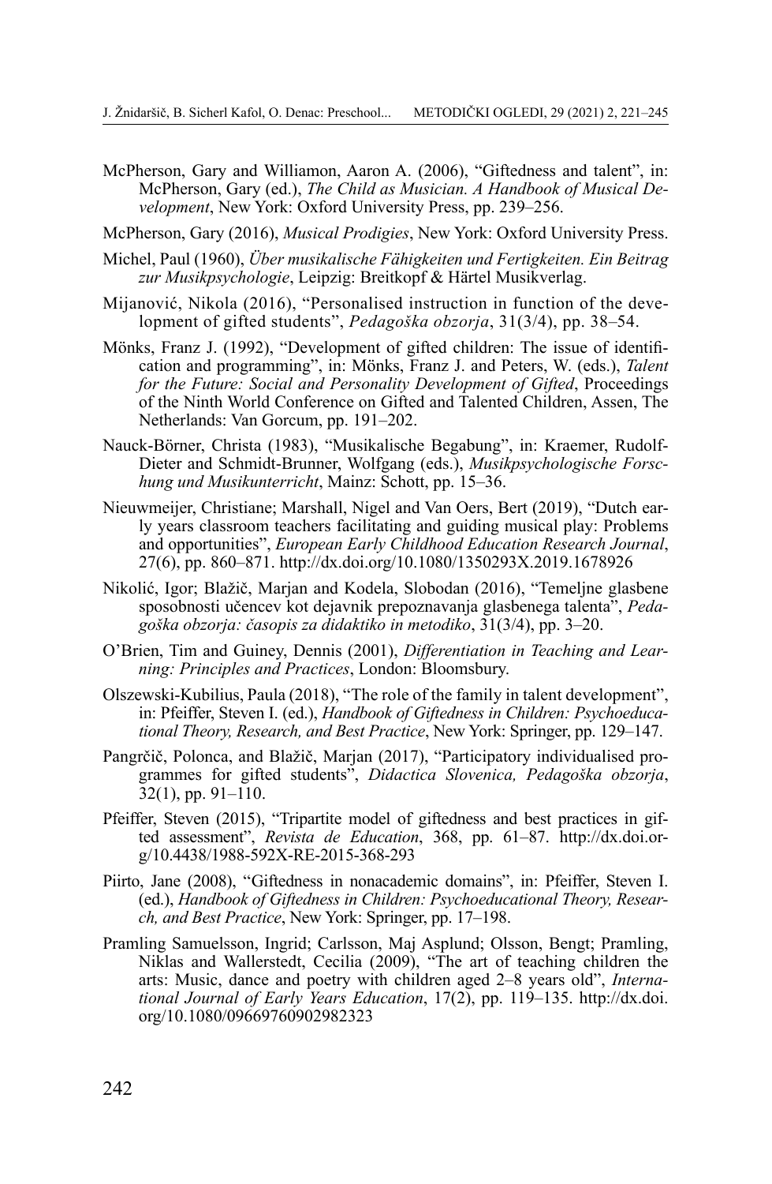McPherson, Gary and Williamon, Aaron A. (2006), "Giftedness and talent", in: McPherson, Gary (ed.), *The Child as Musician. A Handbook of Musical Development*, New York: Oxford University Press, pp. 239–256.

McPherson, Gary (2016), *Musical Prodigies*, New York: Oxford University Press.

Michel, Paul (1960), *Über musikalische Fähigkeiten und Fertigkeiten. Ein Beitrag zur Musikpsychologie*, Leipzig: Breitkopf & Härtel Musikverlag.

Mijanović, Nikola (2016), "Personalised instruction in function of the development of gifted students", *Pedagoška obzorja*, 31(3/4), pp. 38–54.

Mönks, Franz J. (1992), "Development of gifted children: The issue of identification and programming", in: Mönks, Franz J. and Peters, W. (eds.), *Talent for the Future: Social and Personality Development of Gifted*, Proceedings of the Ninth World Conference on Gifted and Talented Children, Assen, The Netherlands: Van Gorcum, pp. 191–202.

Nauck-Börner, Christa (1983), "Musikalische Begabung", in: Kraemer, Rudolf-Dieter and Schmidt-Brunner, Wolfgang (eds.), *Musikpsychologische Forschung und Musikunterricht*, Mainz: Schott, pp. 15–36.

Nieuwmeijer, Christiane; Marshall, Nigel and Van Oers, Bert (2019), "Dutch early years classroom teachers facilitating and guiding musical play: Problems and opportunities", *European Early Childhood Education Research Journal*, 27(6), pp. 860–871. http://dx.doi.org/10.1080/1350293X.2019.1678926

Nikolić, Igor; Blažič, Marjan and Kodela, Slobodan (2016), "Temeljne glasbene sposobnosti učencev kot dejavnik prepoznavanja glasbenega talenta", *Pedagoška obzorja: časopis za didaktiko in metodiko*, 31(3/4), pp. 3–20.

O'Brien, Tim and Guiney, Dennis (2001), *Differentiation in Teaching and Learning: Principles and Practices*, London: Bloomsbury.

Olszewski-Kubilius, Paula (2018), "The role of the family in talent development", in: Pfeiffer, Steven I. (ed.), *Handbook of Giftedness in Children: Psychoeducational Theory, Research, and Best Practice*, New York: Springer, pp. 129–147.

Pangrčič, Polonca, and Blažič, Marjan (2017), "Participatory individualised programmes for gifted students", *Didactica Slovenica, Pedagoška obzorja*, 32(1), pp. 91–110.

Pfeiffer, Steven (2015), "Tripartite model of giftedness and best practices in gifted assessment", *Revista de Education*, 368, pp. 61–87. http://dx.doi.org/10.4438/1988-592X-RE-2015-368-293

Piirto, Jane (2008), "Giftedness in nonacademic domains", in: Pfeiffer, Steven I. (ed.), *Handbook of Giftedness in Children: Psychoeducational Theory, Research, and Best Practice*, New York: Springer, pp. 17–198.

Pramling Samuelsson, Ingrid; Carlsson, Maj Asplund; Olsson, Bengt; Pramling, Niklas and Wallerstedt, Cecilia (2009), "The art of teaching children the arts: Music, dance and poetry with children aged 2–8 years old", *International Journal of Early Years Education*, 17(2), pp. 119–135. http://dx.doi.org/10.1080/09669760902982323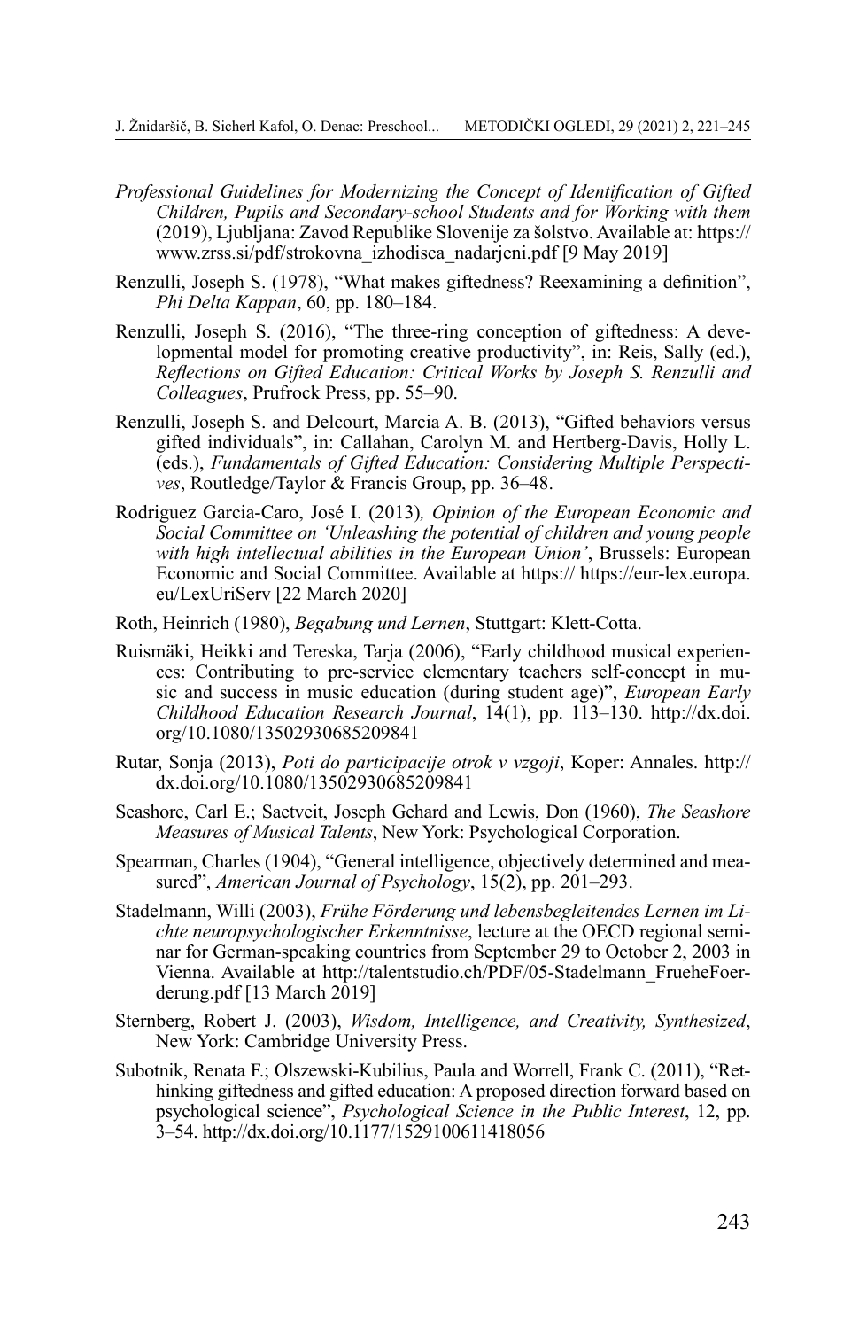*Professional Guidelines for Modernizing the Concept of Identification of Gifted Children, Pupils and Secondary-school Students and for Working with them* (2019), Ljubljana: Zavod Republike Slovenije za šolstvo. Available at: https://www.zrss.si/pdf/strokovna_izhodisca_nadarjeni.pdf [9 May 2019]

Renzulli, Joseph S. (1978), "What makes giftedness? Reexamining a definition", *Phi Delta Kappan*, 60, pp. 180–184.

Renzulli, Joseph S. (2016), "The three-ring conception of giftedness: A developmental model for promoting creative productivity", in: Reis, Sally (ed.), *Reflections on Gifted Education: Critical Works by Joseph S. Renzulli and Colleagues*, Prufrock Press, pp. 55–90.

Renzulli, Joseph S. and Delcourt, Marcia A. B. (2013), "Gifted behaviors versus gifted individuals", in: Callahan, Carolyn M. and Hertberg-Davis, Holly L. (eds.), *Fundamentals of Gifted Education: Considering Multiple Perspectives*, Routledge/Taylor & Francis Group, pp. 36–48.

Rodriguez Garcia-Caro, José I. (2013)*, Opinion of the European Economic and Social Committee on 'Unleashing the potential of children and young people with high intellectual abilities in the European Union'*, Brussels: European Economic and Social Committee. Available at https:// https://eur-lex.europa.eu/LexUriServ [22 March 2020]

Roth, Heinrich (1980), *Begabung und Lernen*, Stuttgart: Klett-Cotta.

Ruismäki, Heikki and Tereska, Tarja (2006), "Early childhood musical experiences: Contributing to pre-service elementary teachers self-concept in music and success in music education (during student age)", *European Early Childhood Education Research Journal*, 14(1), pp. 113–130. http://dx.doi.org/10.1080/13502930685209841

Rutar, Sonja (2013), *Poti do participacije otrok v vzgoji*, Koper: Annales. http://dx.doi.org/10.1080/13502930685209841

Seashore, Carl E.; Saetveit, Joseph Gehard and Lewis, Don (1960), *The Seashore Measures of Musical Talents*, New York: Psychological Corporation.

Spearman, Charles (1904), "General intelligence, objectively determined and measured", *American Journal of Psychology*, 15(2), pp. 201–293.

Stadelmann, Willi (2003), *Frühe Förderung und lebensbegleitendes Lernen im Lichte neuropsychologischer Erkenntnisse*, lecture at the OECD regional seminar for German-speaking countries from September 29 to October 2, 2003 in Vienna. Available at http://talentstudio.ch/PDF/05-Stadelmann_FrueheFoerderung.pdf [13 March 2019]

Sternberg, Robert J. (2003), *Wisdom, Intelligence, and Creativity, Synthesized*, New York: Cambridge University Press.

Subotnik, Renata F.; Olszewski-Kubilius, Paula and Worrell, Frank C. (2011), "Rethinking giftedness and gifted education: A proposed direction forward based on psychological science", *Psychological Science in the Public Interest*, 12, pp. 3–54. http://dx.doi.org/10.1177/1529100611418056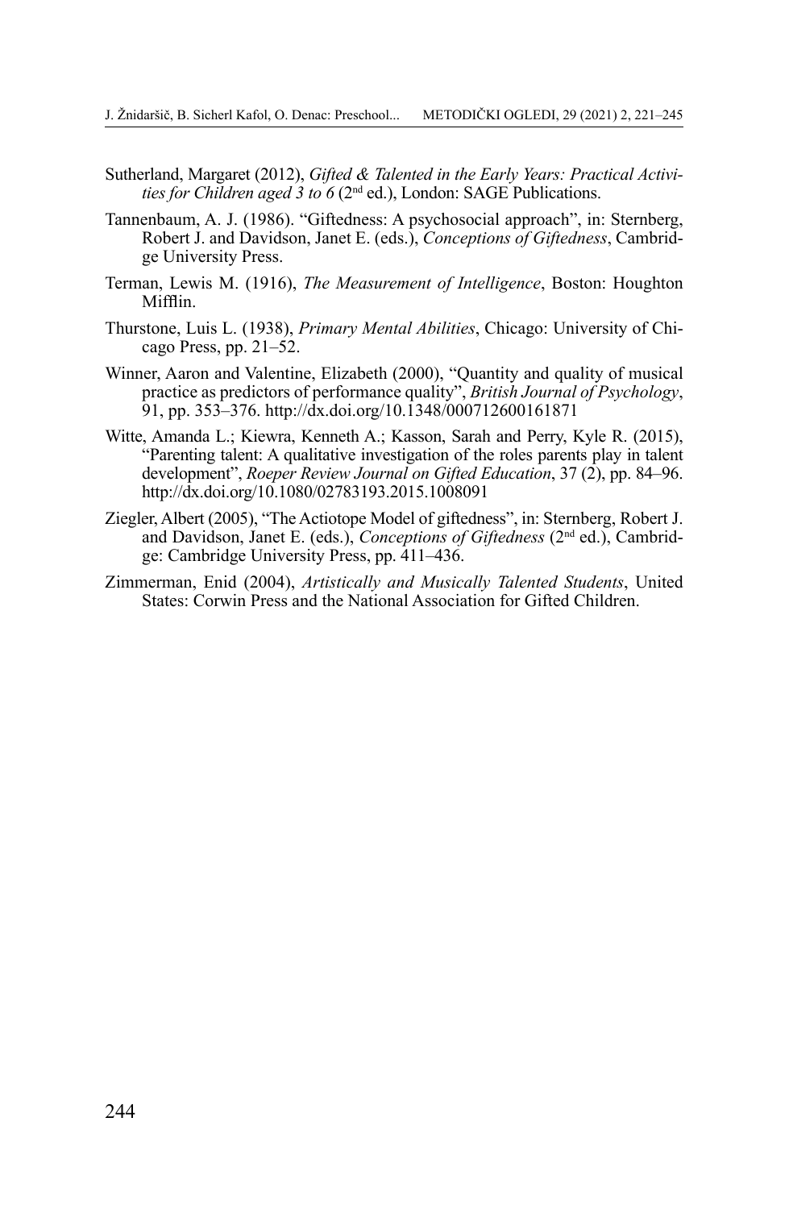Sutherland, Margaret (2012), *Gifted & Talented in the Early Years: Practical Activities for Children aged 3 to 6* (2nd ed.), London: SAGE Publications.

Tannenbaum, A. J. (1986). "Giftedness: A psychosocial approach", in: Sternberg, Robert J. and Davidson, Janet E. (eds.), *Conceptions of Giftedness*, Cambridge University Press.

Terman, Lewis M. (1916), *The Measurement of Intelligence*, Boston: Houghton Mifflin.

Thurstone, Luis L. (1938), *Primary Mental Abilities*, Chicago: University of Chicago Press, pp. 21–52.

Winner, Aaron and Valentine, Elizabeth (2000), "Quantity and quality of musical practice as predictors of performance quality", *British Journal of Psychology*, 91, pp. 353–376. http://dx.doi.org/10.1348/000712600161871

Witte, Amanda L.; Kiewra, Kenneth A.; Kasson, Sarah and Perry, Kyle R. (2015), "Parenting talent: A qualitative investigation of the roles parents play in talent development", *Roeper Review Journal on Gifted Education*, 37 (2), pp. 84–96. http://dx.doi.org/10.1080/02783193.2015.1008091

Ziegler, Albert (2005), "The Actiotope Model of giftedness", in: Sternberg, Robert J. and Davidson, Janet E. (eds.), *Conceptions of Giftedness* (2nd ed.), Cambridge: Cambridge University Press, pp. 411–436.

Zimmerman, Enid (2004), *Artistically and Musically Talented Students*, United States: Corwin Press and the National Association for Gifted Children.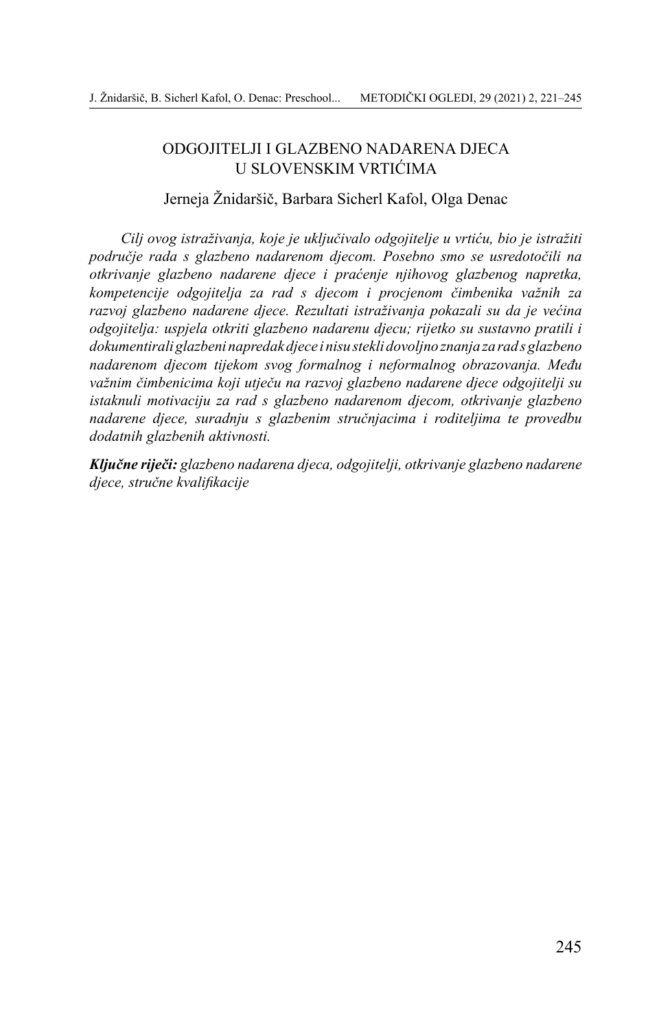# ODGOJITELJI I GLAZBENO NADARENA DJECA U SLOVENSKIM VRTIĆIMA

Jerneja Žnidaršič, Barbara Sicherl Kafol, Olga Denac

*Cilj ovog istraživanja, koje je uključivalo odgojitelje u vrtiću, bio je istražiti područje rada s glazbeno nadarenom djecom. Posebno smo se usredotočili na otkrivanje glazbeno nadarene djece i praćenje njihovog glazbenog napretka, kompetencije odgojitelja za rad s djecom i procjenom čimbenika važnih za razvoj glazbeno nadarene djece. Rezultati istraživanja pokazali su da je većina odgojitelja: uspjela otkriti glazbeno nadarenu djecu; rijetko su sustavno pratili i dokumentirali glazbeni napredak djece i nisu stekli dovoljno znanja za rad s glazbeno nadarenom djecom tijekom svog formalnog i neformalnog obrazovanja. Među važnim čimbenicima koji utječu na razvoj glazbeno nadarene djece odgojitelji su istaknuli motivaciju za rad s glazbeno nadarenom djecom, otkrivanje glazbeno nadarene djece, suradnju s glazbenim stručnjacima i roditeljima te provedbu dodatnih glazbenih aktivnosti.*

***Ključne riječi:*** *glazbeno nadarena djeca, odgojitelji, otkrivanje glazbeno nadarene djece, stručne kvalifikacije*